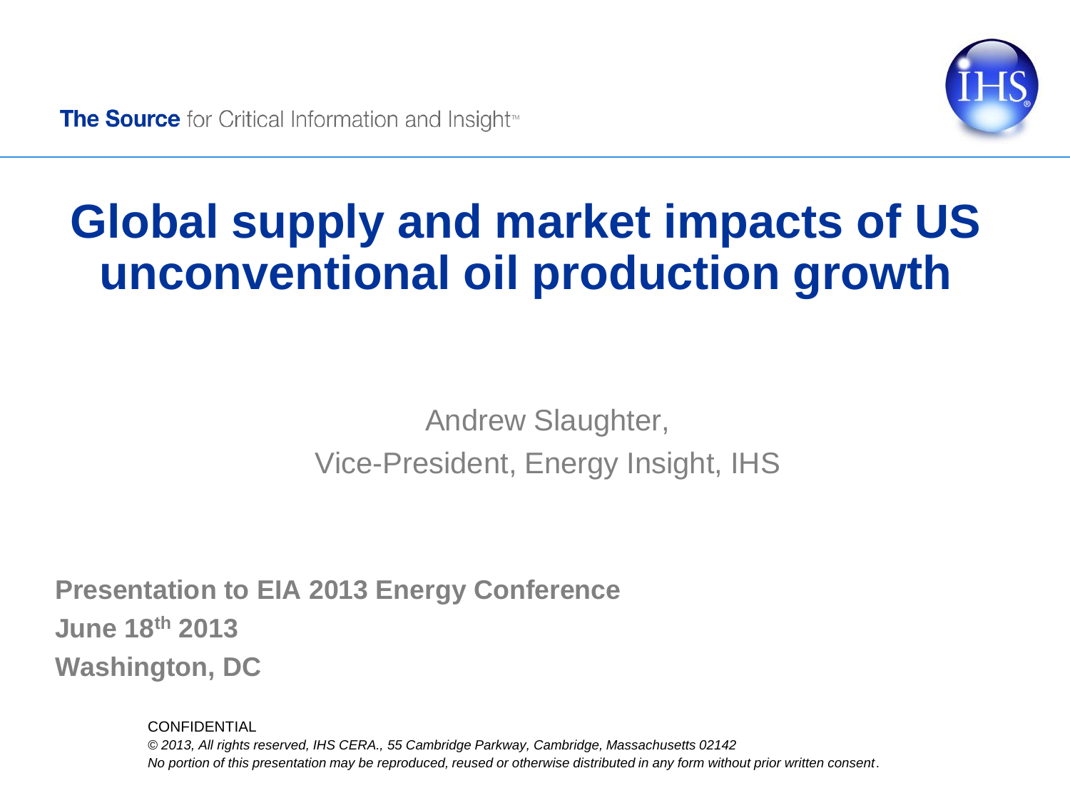**The Source** for Critical Information and Insight™

# Global supply and market impacts of US unconventional oil production growth

Andrew Slaughter,

Vice-President, Energy Insight, IHS

**Presentation to EIA 2013 Energy Conference**

**June 18th 2013**

**Washington, DC**

CONFIDENTIAL

*© 2013, All rights reserved, IHS CERA., 55 Cambridge Parkway, Cambridge, Massachusetts 02142*

*No portion of this presentation may be reproduced, reused or otherwise distributed in any form without prior written consent.*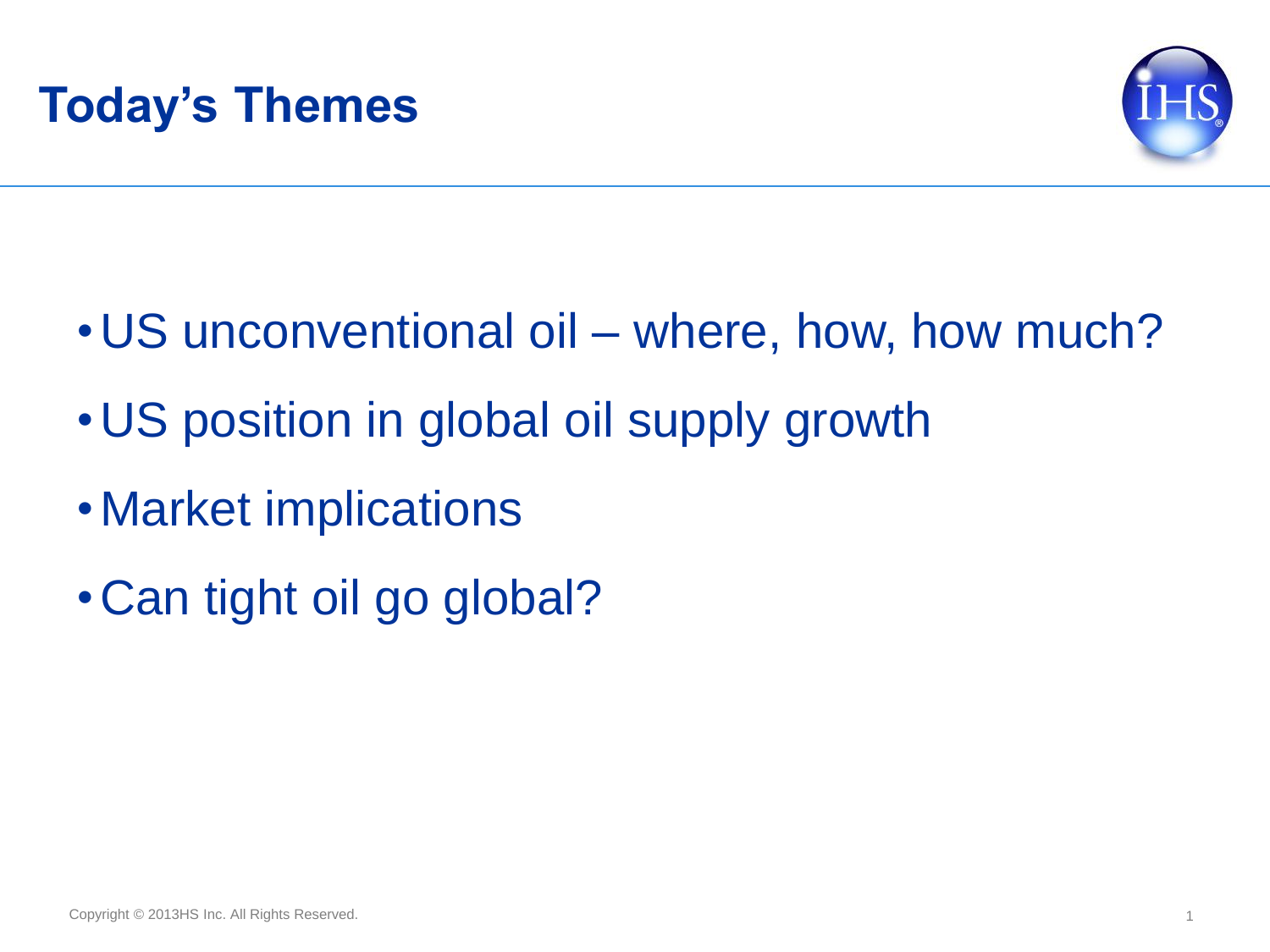# Today's Themes

- US unconventional oil – where, how, how much?
- US position in global oil supply growth
- Market implications
- Can tight oil go global?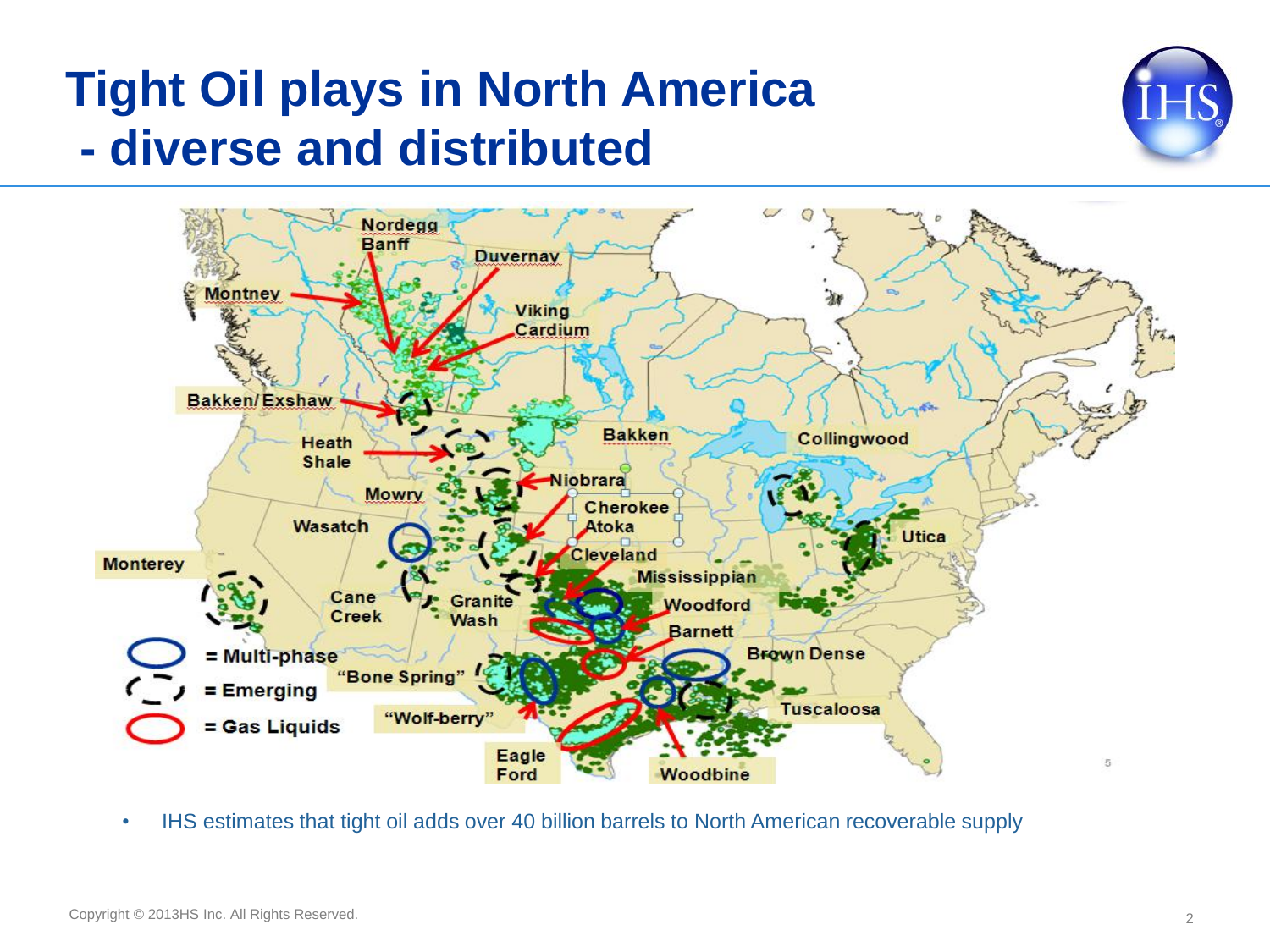# Tight Oil plays in North America - diverse and distributed

Nordegg
Banff
Duvernay
Montney
Viking
Cardium
Bakken/Exshaw
Heath Shale
Bakken
Collingwood
Niobrara
Mowry
Cherokee
Atoka
Wasatch
Utica
Cleveland
Monterey
Mississippian
Cane Creek
Granite Wash
Woodford
Barnett
= Multi-phase
Brown Dense
"Bone Spring"
= Emerging
Tuscaloosa
"Wolf-berry"
= Gas Liquids
Eagle Ford
Woodbine

- IHS estimates that tight oil adds over 40 billion barrels to North American recoverable supply

Copyright © 2013HS Inc. All Rights Reserved.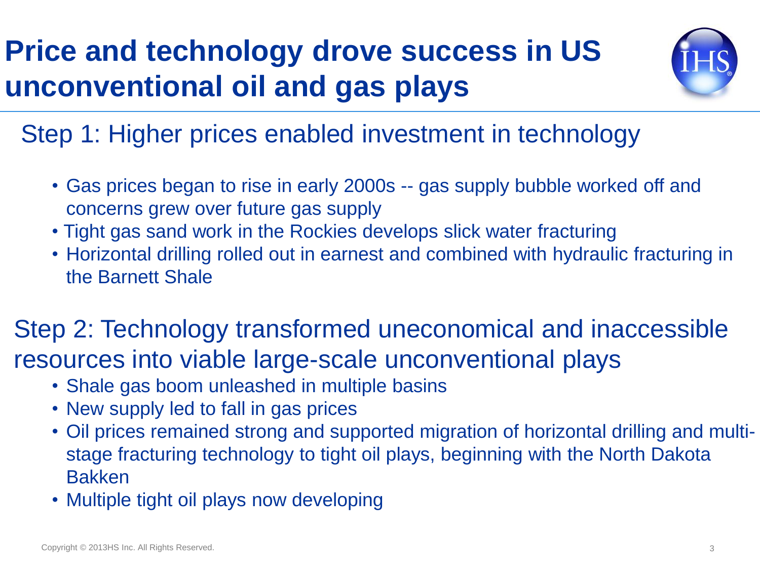# Price and technology drove success in US unconventional oil and gas plays

## Step 1: Higher prices enabled investment in technology

- Gas prices began to rise in early 2000s -- gas supply bubble worked off and concerns grew over future gas supply
- Tight gas sand work in the Rockies develops slick water fracturing
- Horizontal drilling rolled out in earnest and combined with hydraulic fracturing in the Barnett Shale

## Step 2: Technology transformed uneconomical and inaccessible resources into viable large-scale unconventional plays

- Shale gas boom unleashed in multiple basins
- New supply led to fall in gas prices
- Oil prices remained strong and supported migration of horizontal drilling and multi-stage fracturing technology to tight oil plays, beginning with the North Dakota Bakken
- Multiple tight oil plays now developing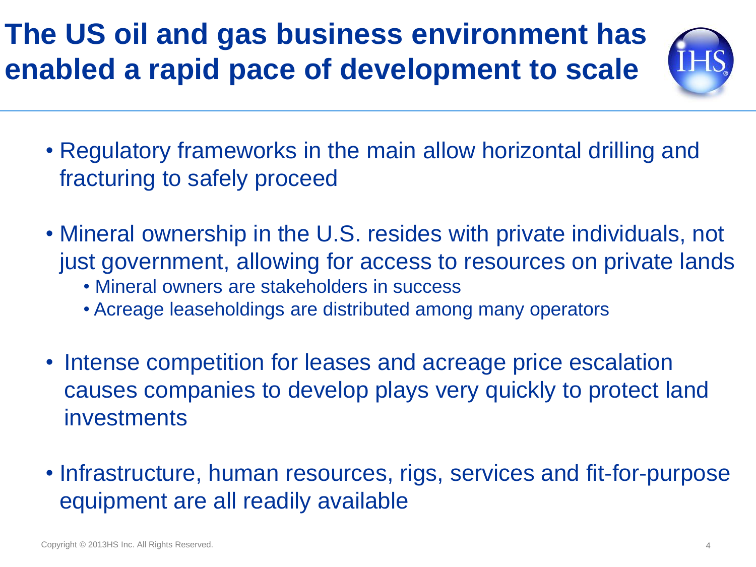# The US oil and gas business environment has enabled a rapid pace of development to scale

- Regulatory frameworks in the main allow horizontal drilling and fracturing to safely proceed
- Mineral ownership in the U.S. resides with private individuals, not just government, allowing for access to resources on private lands
  - Mineral owners are stakeholders in success
  - Acreage leaseholdings are distributed among many operators
- Intense competition for leases and acreage price escalation causes companies to develop plays very quickly to protect land investments
- Infrastructure, human resources, rigs, services and fit-for-purpose equipment are all readily available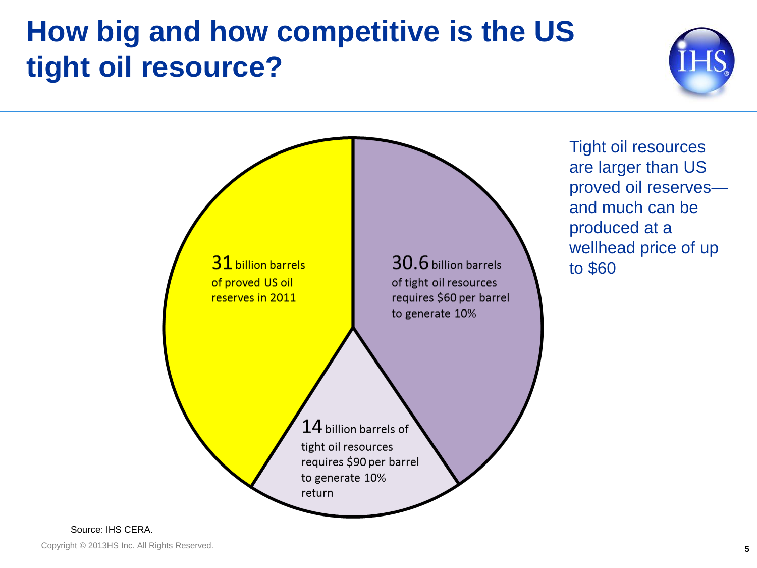# How big and how competitive is the US tight oil resource?

**31** billion barrels of proved US oil reserves in 2011

**30.6** billion barrels of tight oil resources requires $60 per barrel to generate 10%

**14** billion barrels of tight oil resources requires $90 per barrel to generate 10% return

Tight oil resources are larger than US proved oil reserves—and much can be produced at a wellhead price of up to $60

Source: IHS CERA.

Copyright © 2013HS Inc. All Rights Reserved.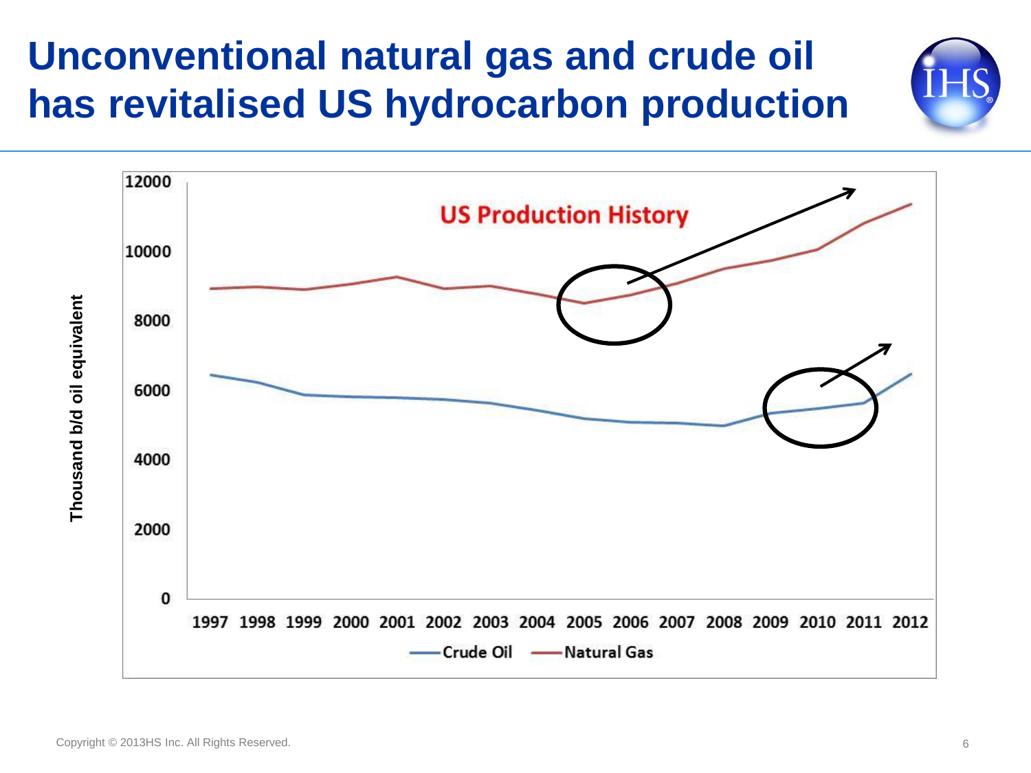# Unconventional natural gas and crude oil has revitalised US hydrocarbon production

US Production History

Thousand b/d oil equivalent

12000
10000
8000
6000
4000
2000
0

1997 1998 1999 2000 2001 2002 2003 2004 2005 2006 2007 2008 2009 2010 2011 2012

Crude Oil    Natural Gas

Copyright © 2013HS Inc. All Rights Reserved.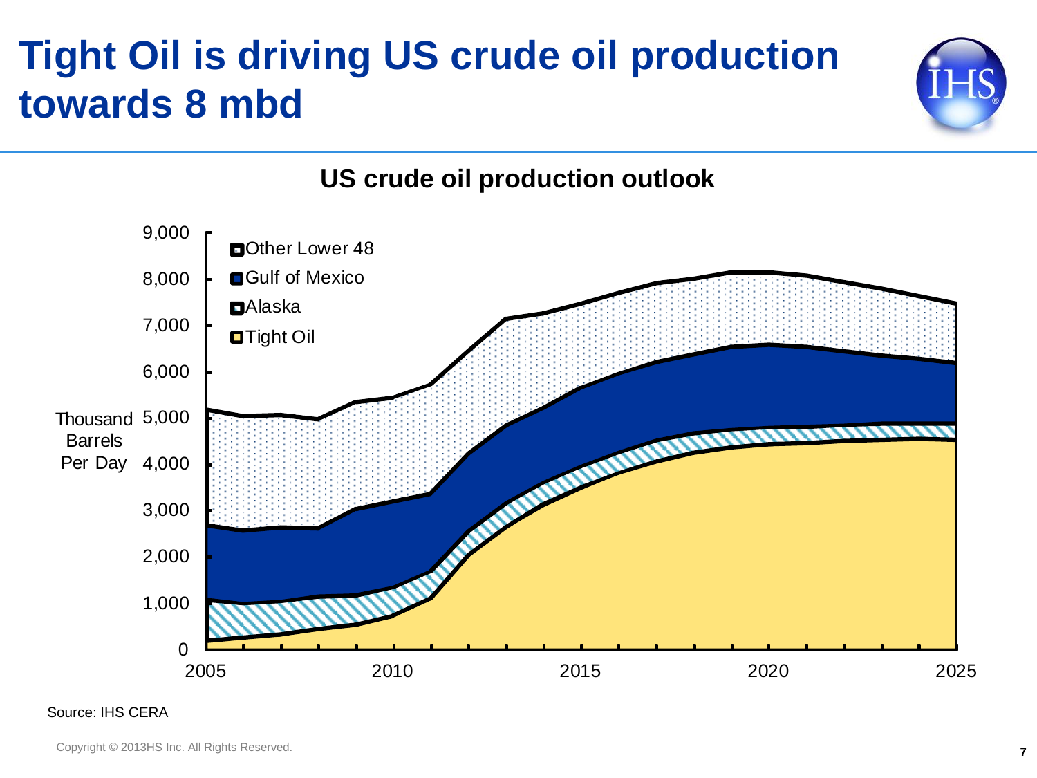# Tight Oil is driving US crude oil production towards 8 mbd

## US crude oil production outlook

Thousand Barrels Per Day

Legend: Other Lower 48, Gulf of Mexico, Alaska, Tight Oil

Y-axis: 0, 1,000, 2,000, 3,000, 4,000, 5,000, 6,000, 7,000, 8,000, 9,000

X-axis: 2005, 2010, 2015, 2020, 2025

Source: IHS CERA

Copyright © 2013HS Inc. All Rights Reserved.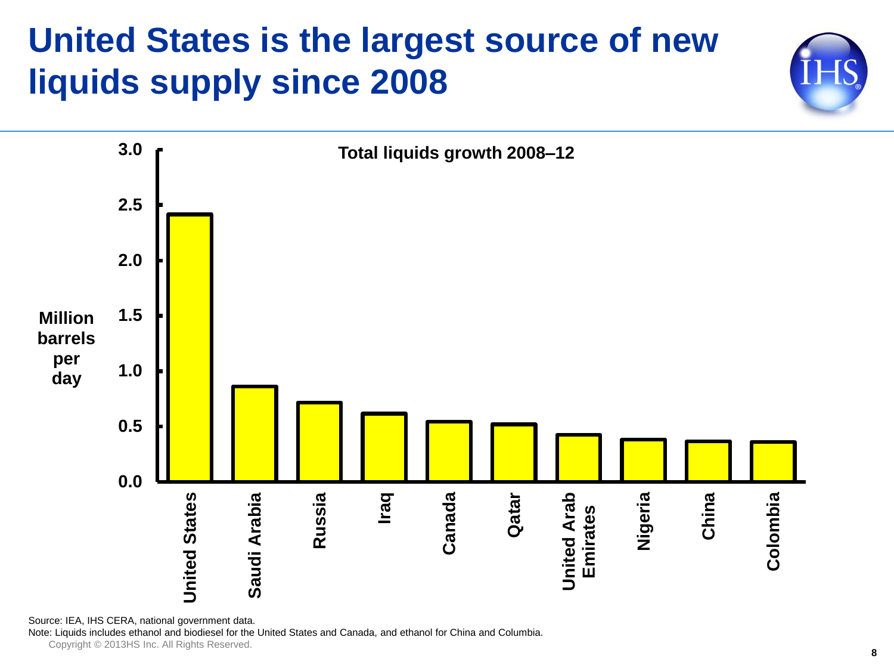# United States is the largest source of new liquids supply since 2008

**Total liquids growth 2008–12**

Million barrels per day

| Country | Million barrels per day |
|---|---|
| United States | 2.4 |
| Saudi Arabia | 0.85 |
| Russia | 0.7 |
| Iraq | 0.6 |
| Canada | 0.53 |
| Qatar | 0.51 |
| United Arab Emirates | 0.41 |
| Nigeria | 0.37 |
| China | 0.36 |
| Colombia | 0.35 |

Source: IEA, IHS CERA, national government data.

Note: Liquids includes ethanol and biodiesel for the United States and Canada, and ethanol for China and Columbia.

Copyright © 2013HS Inc. All Rights Reserved.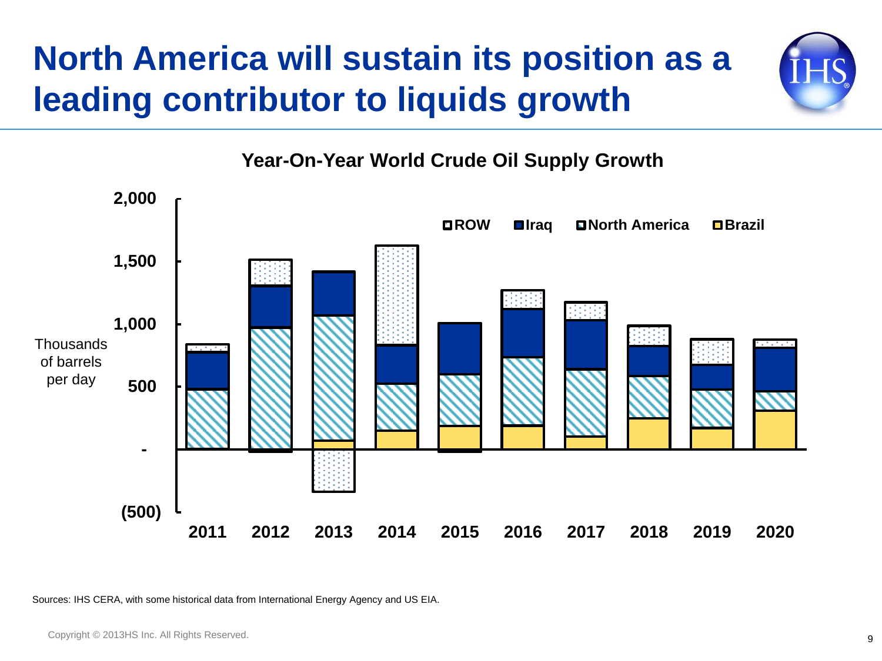# North America will sustain its position as a leading contributor to liquids growth

**Year-On-Year World Crude Oil Supply Growth**

Thousands of barrels per day

2,000
1,500
1,000
500
-
(500)

ROW · Iraq · North America · Brazil

2011 · 2012 · 2013 · 2014 · 2015 · 2016 · 2017 · 2018 · 2019 · 2020

Sources: IHS CERA, with some historical data from International Energy Agency and US EIA.

Copyright © 2013HS Inc. All Rights Reserved.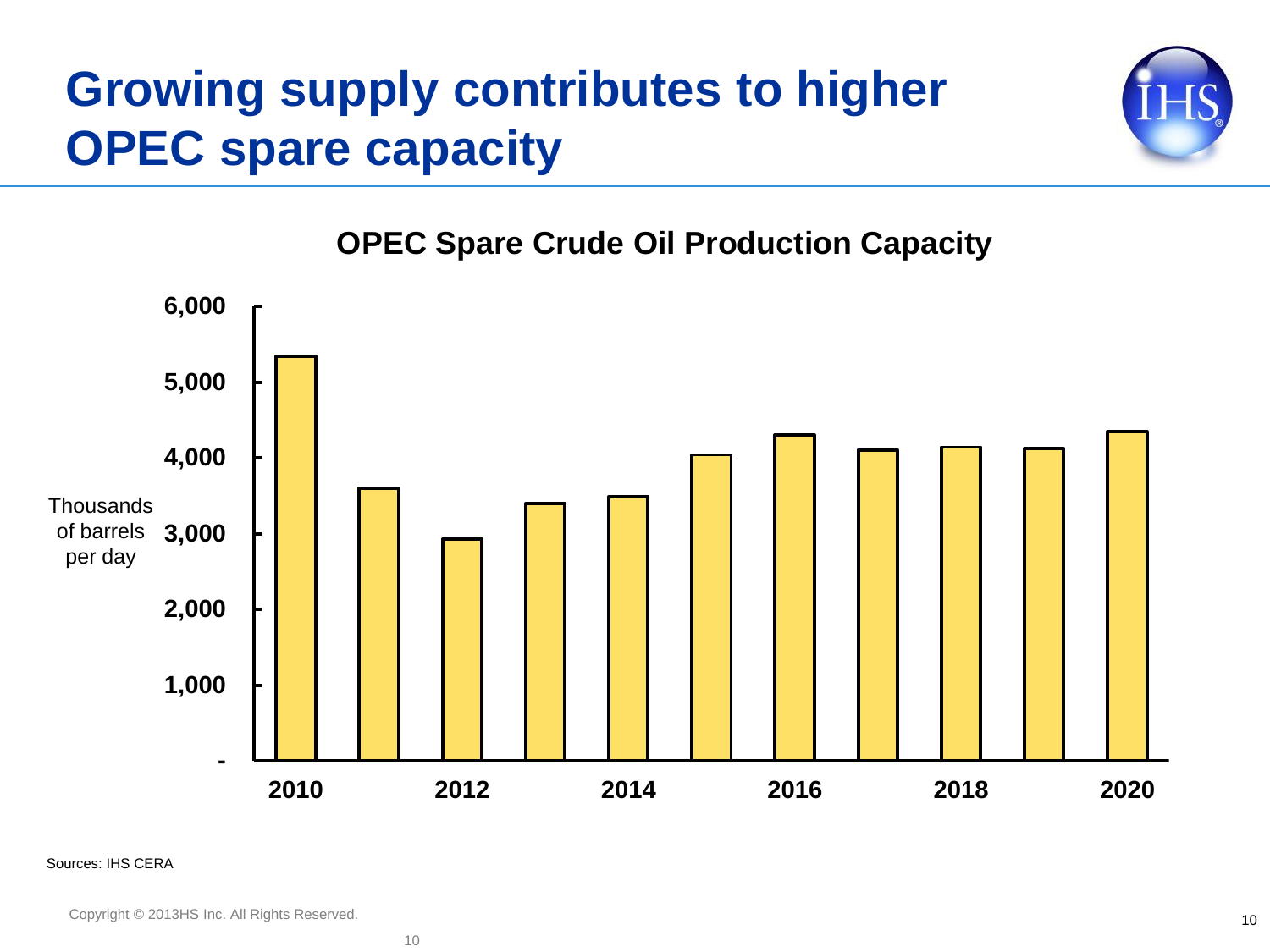# Growing supply contributes to higher OPEC spare capacity

**OPEC Spare Crude Oil Production Capacity**

Thousands of barrels per day

| Year | Value |
|---|---|
| 6,000 | |
| 5,000 | |
| 4,000 | |
| 3,000 | |
| 2,000 | |
| 1,000 | |
| - | |

2010 2012 2014 2016 2018 2020

Sources: IHS CERA

Copyright © 2013HS Inc. All Rights Reserved.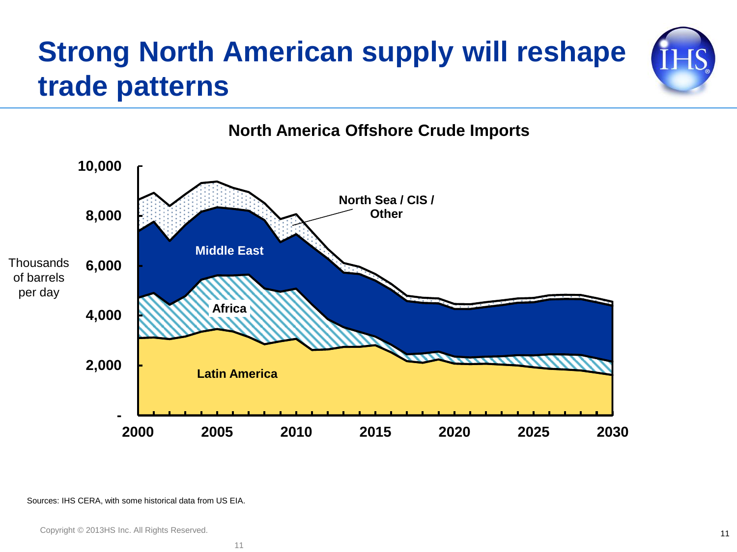# Strong North American supply will reshape trade patterns

**North America Offshore Crude Imports**

Thousands of barrels per day

10,000
8,000
6,000
4,000
2,000
-

2000 2005 2010 2015 2020 2025 2030

North Sea / CIS / Other

Middle East

Africa

Latin America

Sources: IHS CERA, with some historical data from US EIA.

Copyright © 2013HS Inc. All Rights Reserved.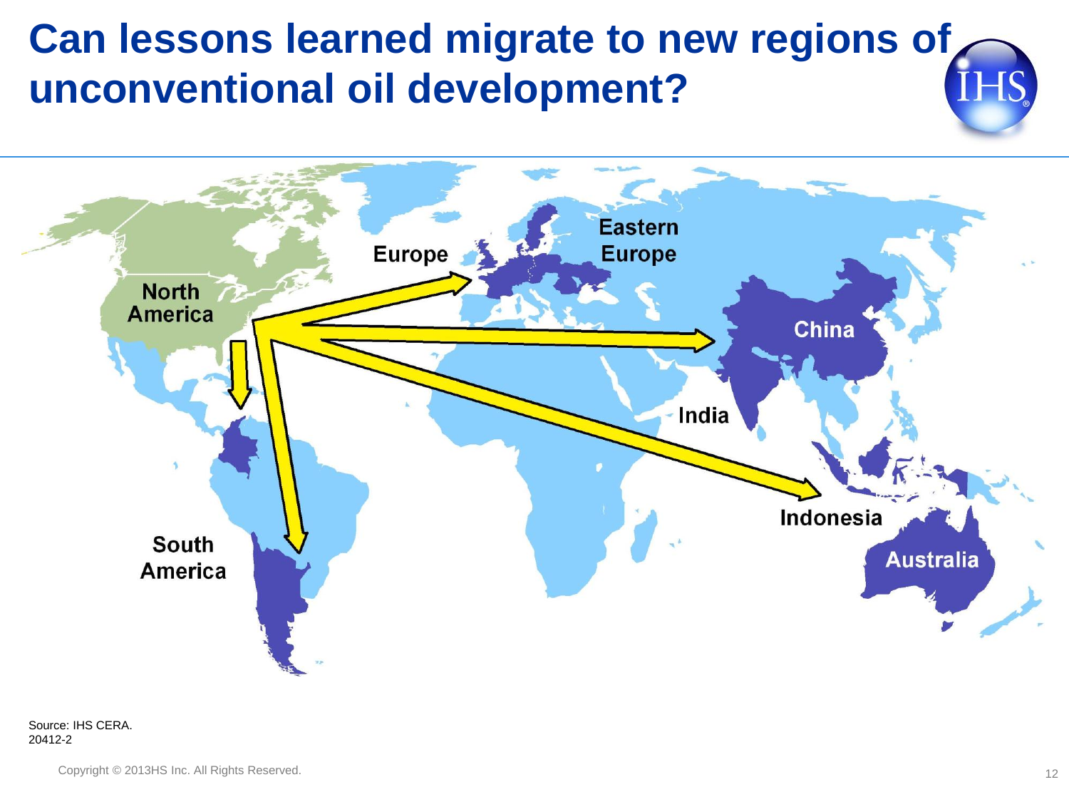# Can lessons learned migrate to new regions of unconventional oil development?

North America

Europe

Eastern Europe

China

India

Indonesia

Australia

South America

Source: IHS CERA.
20412-2

Copyright © 2013HS Inc. All Rights Reserved.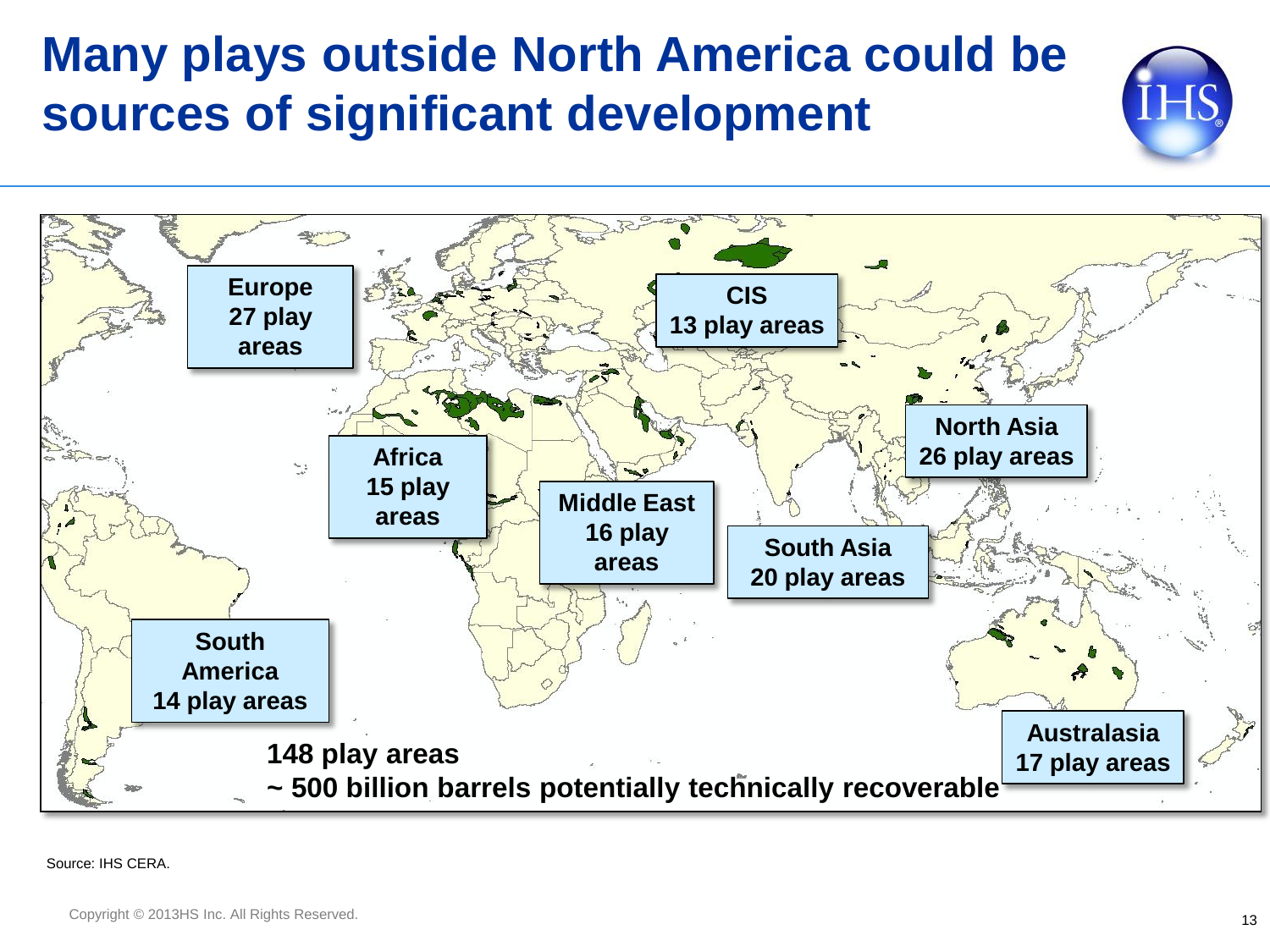# Many plays outside North America could be sources of significant development

Europe
27 play areas

CIS
13 play areas

North Asia
26 play areas

Africa
15 play areas

Middle East
16 play areas

South Asia
20 play areas

South America
14 play areas

Australasia
17 play areas

**148 play areas**
**~ 500 billion barrels potentially technically recoverable**

Source: IHS CERA.

Copyright © 2013HS Inc. All Rights Reserved.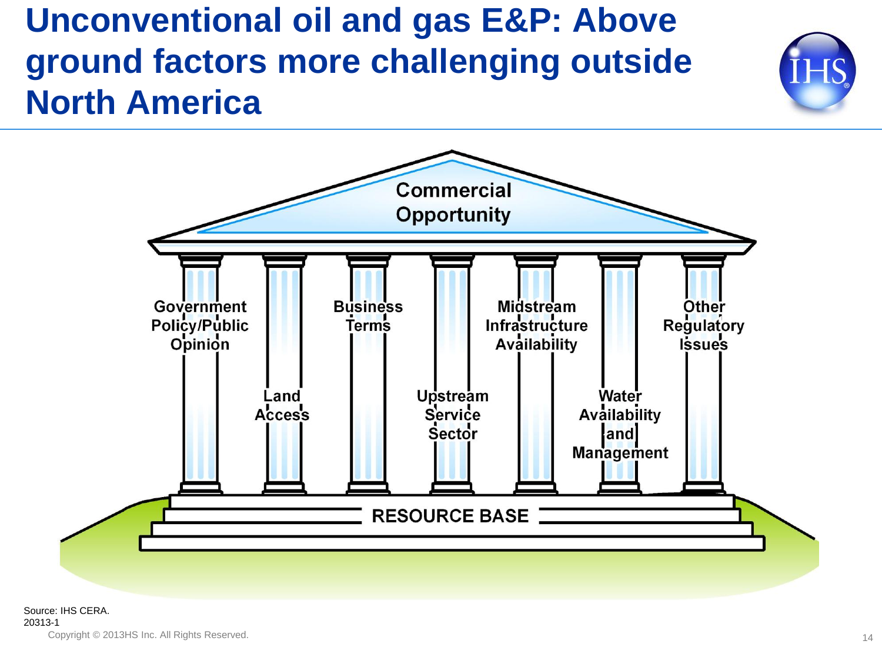# Unconventional oil and gas E&P: Above ground factors more challenging outside North America

Commercial Opportunity

Government Policy/Public Opinion

Land Access

Business Terms

Upstream Service Sector

Midstream Infrastructure Availability

Water Availability and Management

Other Regulatory Issues

RESOURCE BASE

Source: IHS CERA.
20313-1

Copyright © 2013HS Inc. All Rights Reserved.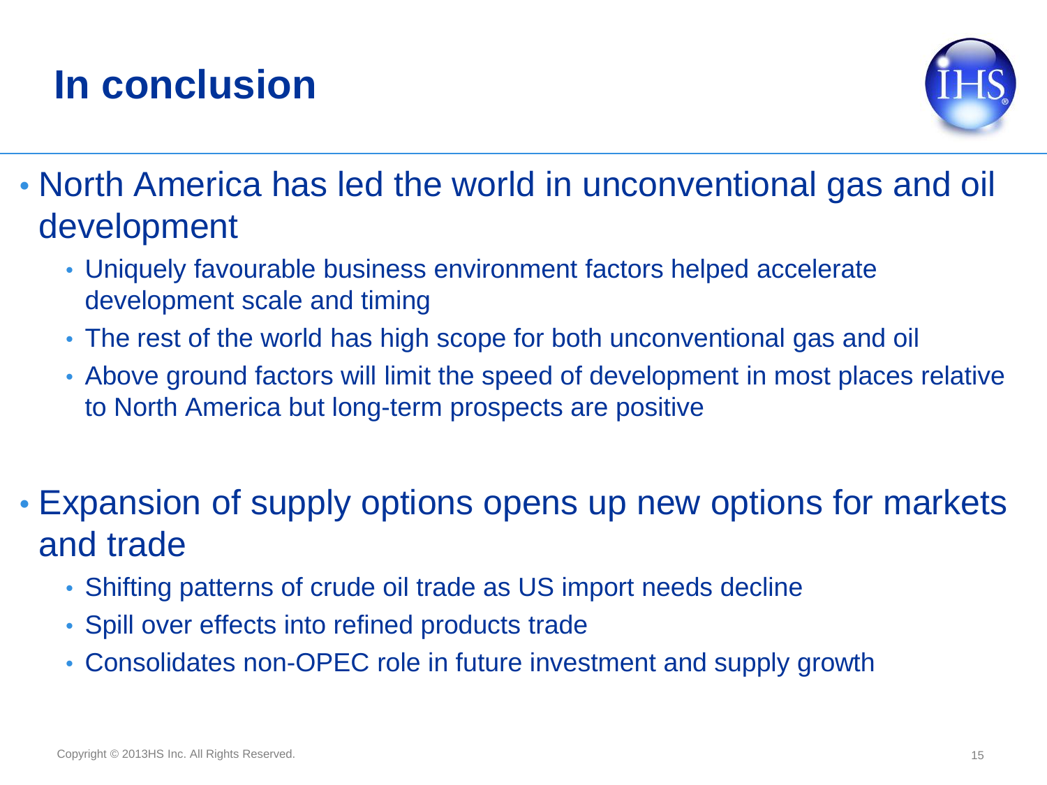# In conclusion

- North America has led the world in unconventional gas and oil development
  - Uniquely favourable business environment factors helped accelerate development scale and timing
  - The rest of the world has high scope for both unconventional gas and oil
  - Above ground factors will limit the speed of development in most places relative to North America but long-term prospects are positive

- Expansion of supply options opens up new options for markets and trade
  - Shifting patterns of crude oil trade as US import needs decline
  - Spill over effects into refined products trade
  - Consolidates non-OPEC role in future investment and supply growth

Copyright © 2013HS Inc. All Rights Reserved.